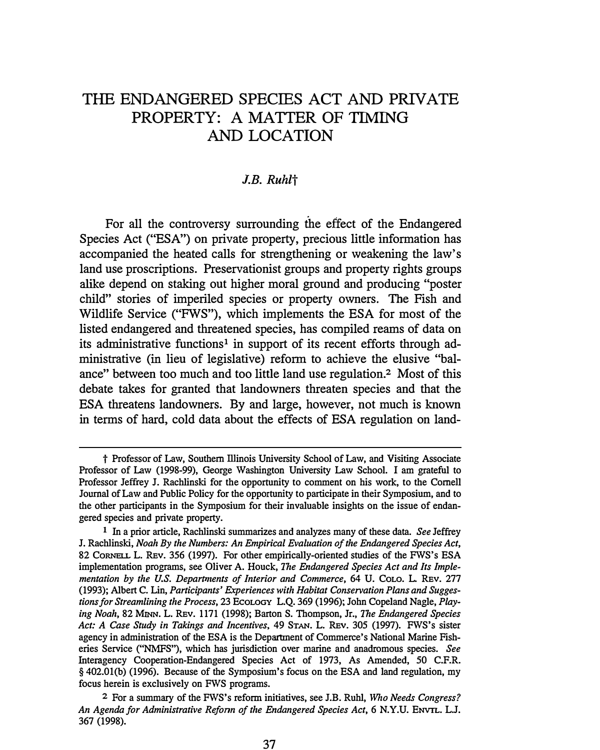# THE ENDANGERED SPECIES ACT AND PRIVATE PROPERTY: A MATTER OF TIMING AND LOCATION

*J.B. Ruhl*†

For all the controversy surrounding the effect of the Endangered Species Act ("ESA") on private property, precious little information has accompanied the heated calls for strengthening or weakening the law's land use proscriptions. Preservationist groups and property rights groups alike depend on staking out higher moral ground and producing "poster child" stories of imperiled species or property owners. The Fish and Wildlife Service ("FWS"), which implements the ESA for most of the listed endangered and threatened species, has compiled reams of data on its administrative functions[1] in support of its recent efforts through administrative (in lieu of legislative) reform to achieve the elusive "balance" between too much and too little land use regulation.[2] Most of this debate takes for granted that landowners threaten species and that the ESA threatens landowners. By and large, however, not much is known in terms of hard, cold data about the effects of ESA regulation on land-

---

† Professor of Law, Southern Illinois University School of Law, and Visiting Associate Professor of Law (1998-99), George Washington University Law School. I am grateful to Professor Jeffrey J. Rachlinski for the opportunity to comment on his work, to the Cornell Journal of Law and Public Policy for the opportunity to participate in their Symposium, and to the other participants in the Symposium for their invaluable insights on the issue of endangered species and private property.

[1] In a prior article, Rachlinski summarizes and analyzes many of these data. *See* Jeffrey J. Rachlinski, *Noah By the Numbers: An Empirical Evaluation of the Endangered Species Act*, 82 Cornell L. Rev. 356 (1997). For other empirically-oriented studies of the FWS's ESA implementation programs, see Oliver A. Houck, *The Endangered Species Act and Its Implementation by the U.S. Departments of Interior and Commerce*, 64 U. Colo. L. Rev. 277 (1993); Albert C. Lin, *Participants' Experiences with Habitat Conservation Plans and Suggestions for Streamlining the Process*, 23 Ecology L.Q. 369 (1996); John Copeland Nagle, *Playing Noah*, 82 Minn. L. Rev. 1171 (1998); Barton S. Thompson, Jr., *The Endangered Species Act: A Case Study in Takings and Incentives*, 49 Stan. L. Rev. 305 (1997). FWS's sister agency in administration of the ESA is the Department of Commerce's National Marine Fisheries Service ("NMFS"), which has jurisdiction over marine and anadromous species. *See* Interagency Cooperation-Endangered Species Act of 1973, As Amended, 50 C.F.R. § 402.01(b) (1996). Because of the Symposium's focus on the ESA and land regulation, my focus herein is exclusively on FWS programs.

[2] For a summary of the FWS's reform initiatives, see J.B. Ruhl, *Who Needs Congress? An Agenda for Administrative Reform of the Endangered Species Act*, 6 N.Y.U. Envtl. L.J. 367 (1998).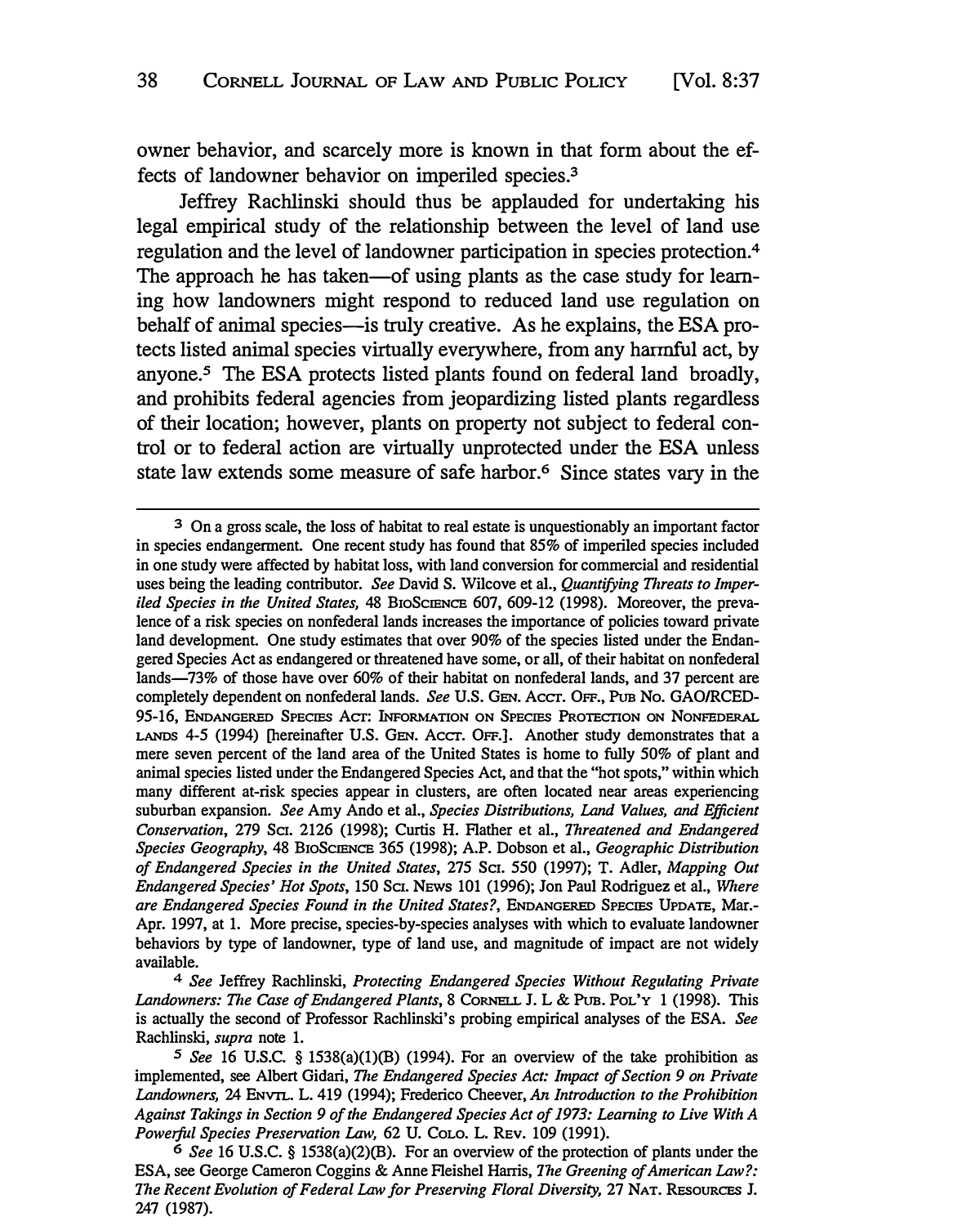owner behavior, and scarcely more is known in that form about the effects of landowner behavior on imperiled species.[3]

Jeffrey Rachlinski should thus be applauded for undertaking his legal empirical study of the relationship between the level of land use regulation and the level of landowner participation in species protection.[4] The approach he has taken—of using plants as the case study for learning how landowners might respond to reduced land use regulation on behalf of animal species—is truly creative. As he explains, the ESA protects listed animal species virtually everywhere, from any harmful act, by anyone.[5] The ESA protects listed plants found on federal land broadly, and prohibits federal agencies from jeopardizing listed plants regardless of their location; however, plants on property not subject to federal control or to federal action are virtually unprotected under the ESA unless state law extends some measure of safe harbor.[6] Since states vary in the

---

[3] On a gross scale, the loss of habitat to real estate is unquestionably an important factor in species endangerment. One recent study has found that 85% of imperiled species included in one study were affected by habitat loss, with land conversion for commercial and residential uses being the leading contributor. *See* David S. Wilcove et al., *Quantifying Threats to Imperiled Species in the United States,* 48 BIOSCIENCE 607, 609-12 (1998). Moreover, the prevalence of a risk species on nonfederal lands increases the importance of policies toward private land development. One study estimates that over 90% of the species listed under the Endangered Species Act as endangered or threatened have some, or all, of their habitat on nonfederal lands—73% of those have over 60% of their habitat on nonfederal lands, and 37 percent are completely dependent on nonfederal lands. *See* U.S. GEN. ACCT. OFF., PUB NO. GAO/RCED-95-16, ENDANGERED SPECIES ACT: INFORMATION ON SPECIES PROTECTION ON NONFEDERAL LANDS 4-5 (1994) [hereinafter U.S. GEN. ACCT. OFF.]. Another study demonstrates that a mere seven percent of the land area of the United States is home to fully 50% of plant and animal species listed under the Endangered Species Act, and that the "hot spots," within which many different at-risk species appear in clusters, are often located near areas experiencing suburban expansion. *See* Amy Ando et al., *Species Distributions, Land Values, and Efficient Conservation,* 279 SCI. 2126 (1998); Curtis H. Flather et al., *Threatened and Endangered Species Geography,* 48 BIOSCIENCE 365 (1998); A.P. Dobson et al., *Geographic Distribution of Endangered Species in the United States,* 275 SCI. 550 (1997); T. Adler, *Mapping Out Endangered Species' Hot Spots,* 150 SCI. NEWS 101 (1996); Jon Paul Rodriguez et al., *Where are Endangered Species Found in the United States?,* ENDANGERED SPECIES UPDATE, Mar.-Apr. 1997, at 1. More precise, species-by-species analyses with which to evaluate landowner behaviors by type of landowner, type of land use, and magnitude of impact are not widely available.

[4] *See* Jeffrey Rachlinski, *Protecting Endangered Species Without Regulating Private Landowners: The Case of Endangered Plants,* 8 CORNELL J. L & PUB. POL'Y 1 (1998). This is actually the second of Professor Rachlinski's probing empirical analyses of the ESA. *See* Rachlinski, *supra* note 1.

[5] *See* 16 U.S.C. § 1538(a)(1)(B) (1994). For an overview of the take prohibition as implemented, see Albert Gidari, *The Endangered Species Act: Impact of Section 9 on Private Landowners,* 24 ENVTL. L. 419 (1994); Frederico Cheever, *An Introduction to the Prohibition Against Takings in Section 9 of the Endangered Species Act of 1973: Learning to Live With A Powerful Species Preservation Law,* 62 U. COLO. L. REV. 109 (1991).

[6] *See* 16 U.S.C. § 1538(a)(2)(B). For an overview of the protection of plants under the ESA, see George Cameron Coggins & Anne Fleishel Harris, *The Greening of American Law?: The Recent Evolution of Federal Law for Preserving Floral Diversity,* 27 NAT. RESOURCES J. 247 (1987).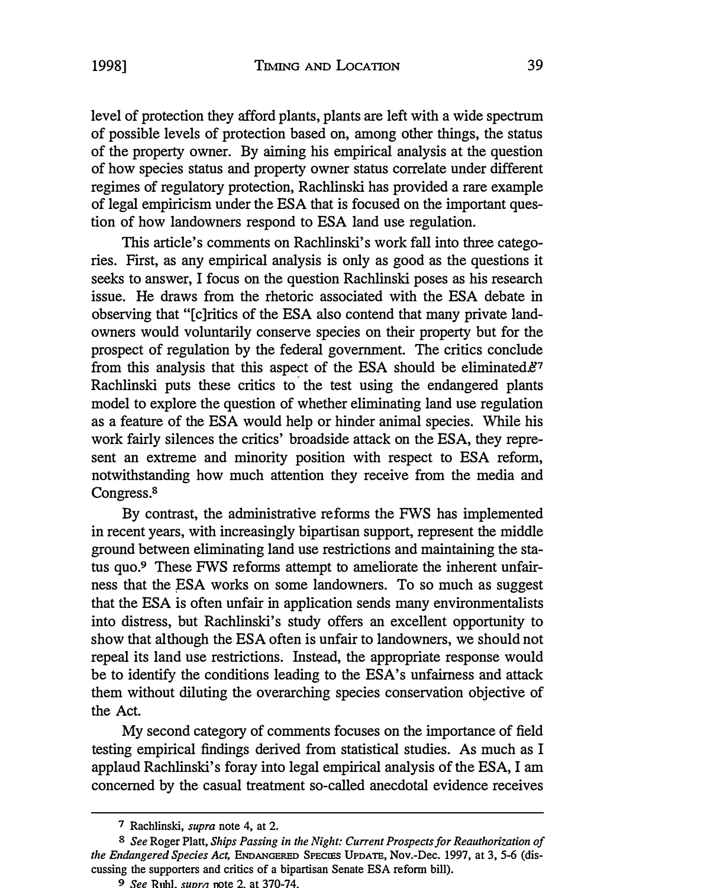level of protection they afford plants, plants are left with a wide spectrum of possible levels of protection based on, among other things, the status of the property owner. By aiming his empirical analysis at the question of how species status and property owner status correlate under different regimes of regulatory protection, Rachlinski has provided a rare example of legal empiricism under the ESA that is focused on the important question of how landowners respond to ESA land use regulation.

This article's comments on Rachlinski's work fall into three categories. First, as any empirical analysis is only as good as the questions it seeks to answer, I focus on the question Rachlinski poses as his research issue. He draws from the rhetoric associated with the ESA debate in observing that "[c]ritics of the ESA also contend that many private landowners would voluntarily conserve species on their property but for the prospect of regulation by the federal government. The critics conclude from this analysis that this aspect of the ESA should be eliminated."[7] Rachlinski puts these critics to the test using the endangered plants model to explore the question of whether eliminating land use regulation as a feature of the ESA would help or hinder animal species. While his work fairly silences the critics' broadside attack on the ESA, they represent an extreme and minority position with respect to ESA reform, notwithstanding how much attention they receive from the media and Congress.[8]

By contrast, the administrative reforms the FWS has implemented in recent years, with increasingly bipartisan support, represent the middle ground between eliminating land use restrictions and maintaining the status quo.[9] These FWS reforms attempt to ameliorate the inherent unfairness that the ESA works on some landowners. To so much as suggest that the ESA is often unfair in application sends many environmentalists into distress, but Rachlinski's study offers an excellent opportunity to show that although the ESA often is unfair to landowners, we should not repeal its land use restrictions. Instead, the appropriate response would be to identify the conditions leading to the ESA's unfairness and attack them without diluting the overarching species conservation objective of the Act.

My second category of comments focuses on the importance of field testing empirical findings derived from statistical studies. As much as I applaud Rachlinski's foray into legal empirical analysis of the ESA, I am concerned by the casual treatment so-called anecdotal evidence receives

---

[7] Rachlinski, *supra* note 4, at 2.

[8] *See* Roger Platt, *Ships Passing in the Night: Current Prospects for Reauthorization of the Endangered Species Act*, ENDANGERED SPECIES UPDATE, Nov.-Dec. 1997, at 3, 5-6 (discussing the supporters and critics of a bipartisan Senate ESA reform bill).

[9] *See* Ruhl, *supra* note 2, at 370-74.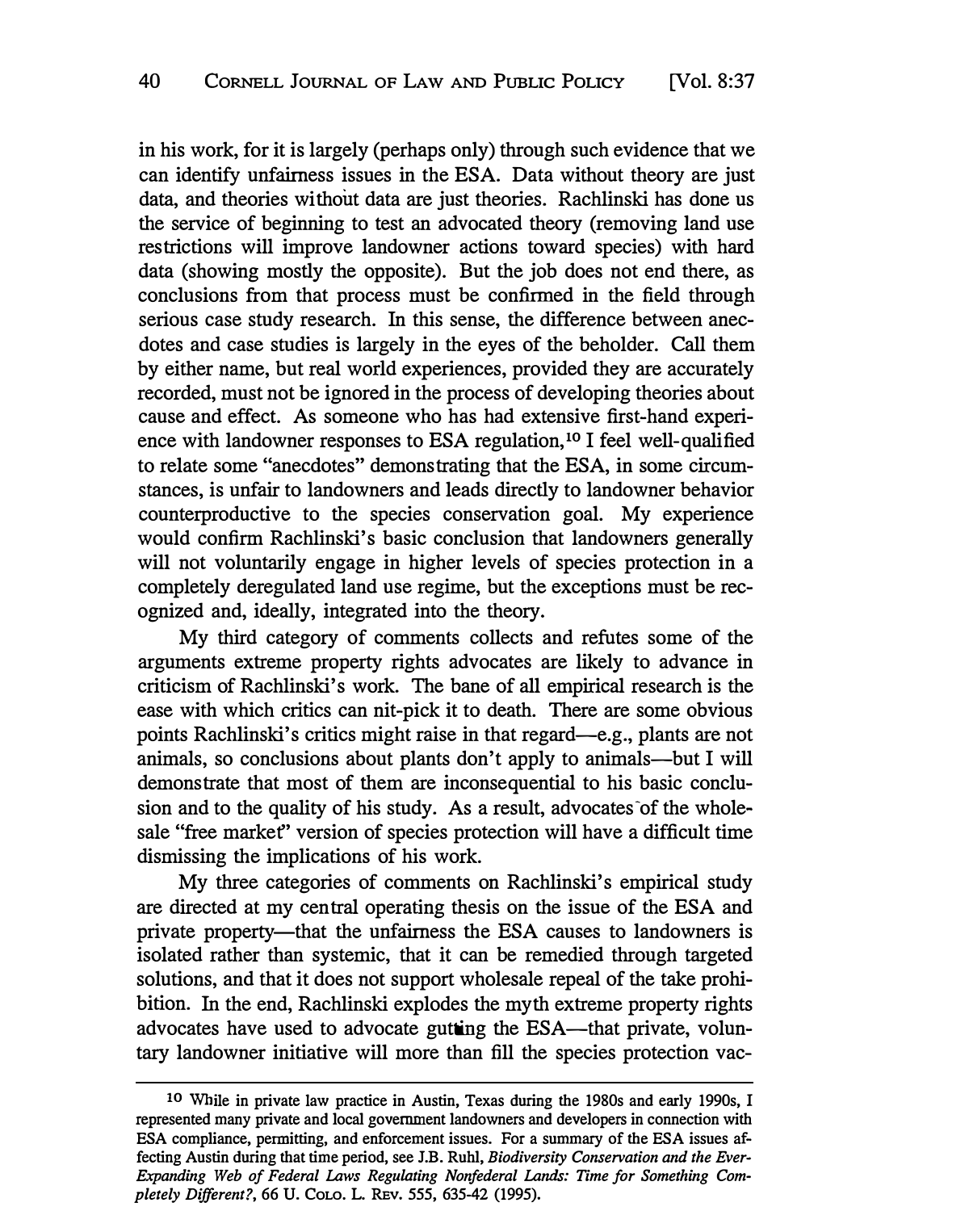in his work, for it is largely (perhaps only) through such evidence that we can identify unfairness issues in the ESA. Data without theory are just data, and theories without data are just theories. Rachlinski has done us the service of beginning to test an advocated theory (removing land use restrictions will improve landowner actions toward species) with hard data (showing mostly the opposite). But the job does not end there, as conclusions from that process must be confirmed in the field through serious case study research. In this sense, the difference between anecdotes and case studies is largely in the eyes of the beholder. Call them by either name, but real world experiences, provided they are accurately recorded, must not be ignored in the process of developing theories about cause and effect. As someone who has had extensive first-hand experience with landowner responses to ESA regulation,[10] I feel well-qualified to relate some "anecdotes" demonstrating that the ESA, in some circumstances, is unfair to landowners and leads directly to landowner behavior counterproductive to the species conservation goal. My experience would confirm Rachlinski's basic conclusion that landowners generally will not voluntarily engage in higher levels of species protection in a completely deregulated land use regime, but the exceptions must be recognized and, ideally, integrated into the theory.

My third category of comments collects and refutes some of the arguments extreme property rights advocates are likely to advance in criticism of Rachlinski's work. The bane of all empirical research is the ease with which critics can nit-pick it to death. There are some obvious points Rachlinski's critics might raise in that regard—e.g., plants are not animals, so conclusions about plants don't apply to animals—but I will demonstrate that most of them are inconsequential to his basic conclusion and to the quality of his study. As a result, advocates of the wholesale "free market" version of species protection will have a difficult time dismissing the implications of his work.

My three categories of comments on Rachlinski's empirical study are directed at my central operating thesis on the issue of the ESA and private property—that the unfairness the ESA causes to landowners is isolated rather than systemic, that it can be remedied through targeted solutions, and that it does not support wholesale repeal of the take prohibition. In the end, Rachlinski explodes the myth extreme property rights advocates have used to advocate gutting the ESA—that private, voluntary landowner initiative will more than fill the species protection vac-

---

[10] While in private law practice in Austin, Texas during the 1980s and early 1990s, I represented many private and local government landowners and developers in connection with ESA compliance, permitting, and enforcement issues. For a summary of the ESA issues affecting Austin during that time period, see J.B. Ruhl, *Biodiversity Conservation and the Ever-Expanding Web of Federal Laws Regulating Nonfederal Lands: Time for Something Completely Different?*, 66 U. Colo. L. Rev. 555, 635-42 (1995).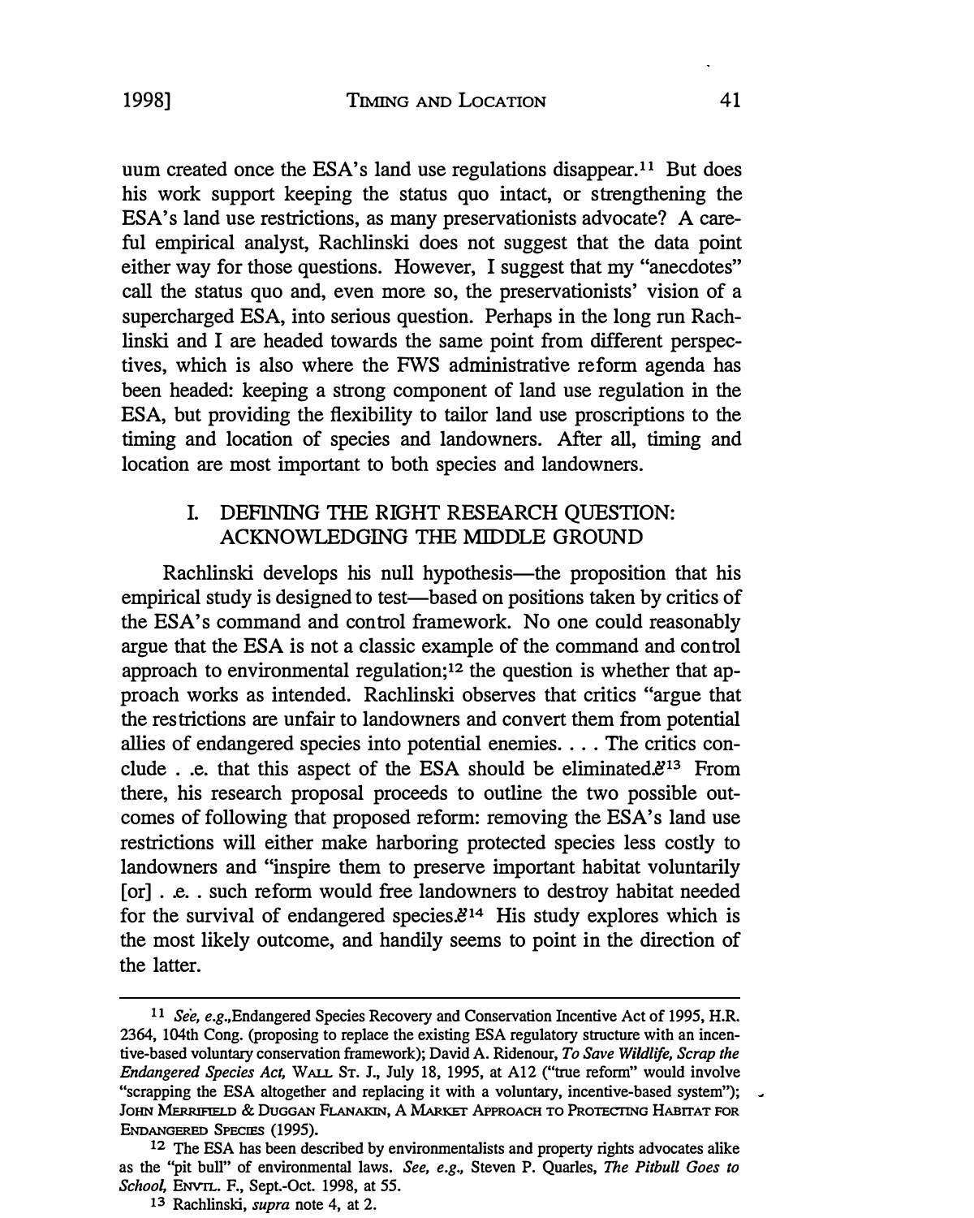uum created once the ESA's land use regulations disappear.[11] But does his work support keeping the status quo intact, or strengthening the ESA's land use restrictions, as many preservationists advocate? A careful empirical analyst, Rachlinski does not suggest that the data point either way for those questions. However, I suggest that my "anecdotes" call the status quo and, even more so, the preservationists' vision of a supercharged ESA, into serious question. Perhaps in the long run Rachlinski and I are headed towards the same point from different perspectives, which is also where the FWS administrative reform agenda has been headed: keeping a strong component of land use regulation in the ESA, but providing the flexibility to tailor land use proscriptions to the timing and location of species and landowners. After all, timing and location are most important to both species and landowners.

## I. DEFINING THE RIGHT RESEARCH QUESTION: ACKNOWLEDGING THE MIDDLE GROUND

Rachlinski develops his null hypothesis—the proposition that his empirical study is designed to test—based on positions taken by critics of the ESA's command and control framework. No one could reasonably argue that the ESA is not a classic example of the command and control approach to environmental regulation;[12] the question is whether that approach works as intended. Rachlinski observes that critics "argue that the restrictions are unfair to landowners and convert them from potential allies of endangered species into potential enemies. . . . The critics conclude . . . that this aspect of the ESA should be eliminated."[13] From there, his research proposal proceeds to outline the two possible outcomes of following that proposed reform: removing the ESA's land use restrictions will either make harboring protected species less costly to landowners and "inspire them to preserve important habitat voluntarily [or] . . . such reform would free landowners to destroy habitat needed for the survival of endangered species."[14] His study explores which is the most likely outcome, and handily seems to point in the direction of the latter.

---

[11] *See, e.g.,* Endangered Species Recovery and Conservation Incentive Act of 1995, H.R. 2364, 104th Cong. (proposing to replace the existing ESA regulatory structure with an incentive-based voluntary conservation framework); David A. Ridenour, *To Save Wildlife, Scrap the Endangered Species Act,* WALL ST. J., July 18, 1995, at A12 ("true reform" would involve "scrapping the ESA altogether and replacing it with a voluntary, incentive-based system"); JOHN MERRIFIELD & DUGGAN FLANAKIN, A MARKET APPROACH TO PROTECTING HABITAT FOR ENDANGERED SPECIES (1995).

[12] The ESA has been described by environmentalists and property rights advocates alike as the "pit bull" of environmental laws. *See, e.g.,* Steven P. Quarles, *The Pitbull Goes to School,* ENVTL. F., Sept.-Oct. 1998, at 55.

[13] Rachlinski, *supra* note 4, at 2.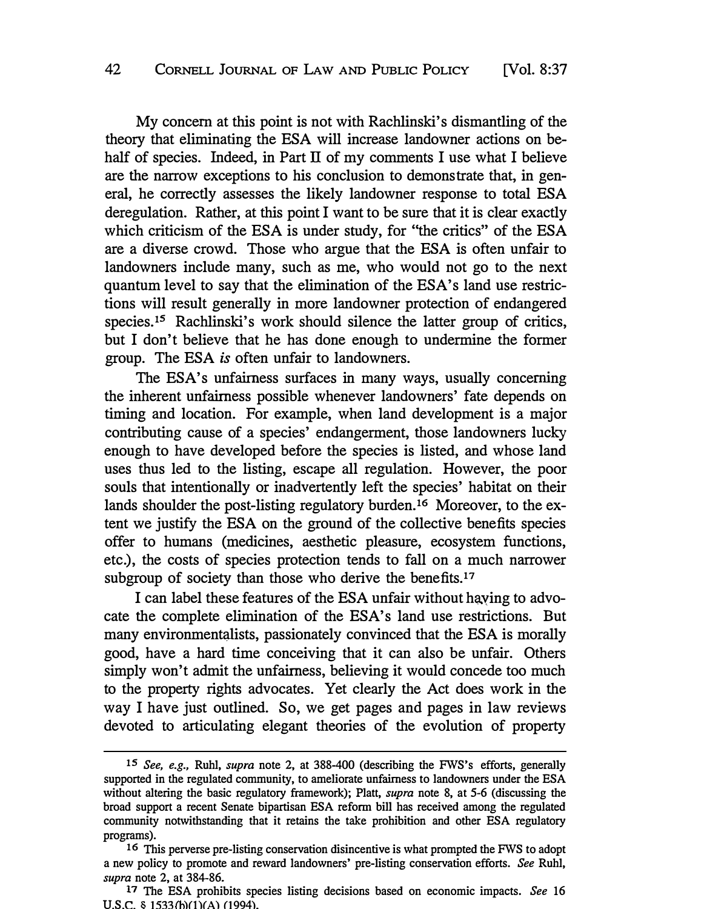My concern at this point is not with Rachlinski's dismantling of the theory that eliminating the ESA will increase landowner actions on behalf of species. Indeed, in Part II of my comments I use what I believe are the narrow exceptions to his conclusion to demonstrate that, in general, he correctly assesses the likely landowner response to total ESA deregulation. Rather, at this point I want to be sure that it is clear exactly which criticism of the ESA is under study, for "the critics" of the ESA are a diverse crowd. Those who argue that the ESA is often unfair to landowners include many, such as me, who would not go to the next quantum level to say that the elimination of the ESA's land use restrictions will result generally in more landowner protection of endangered species.[15] Rachlinski's work should silence the latter group of critics, but I don't believe that he has done enough to undermine the former group. The ESA *is* often unfair to landowners.

The ESA's unfairness surfaces in many ways, usually concerning the inherent unfairness possible whenever landowners' fate depends on timing and location. For example, when land development is a major contributing cause of a species' endangerment, those landowners lucky enough to have developed before the species is listed, and whose land uses thus led to the listing, escape all regulation. However, the poor souls that intentionally or inadvertently left the species' habitat on their lands shoulder the post-listing regulatory burden.[16] Moreover, to the extent we justify the ESA on the ground of the collective benefits species offer to humans (medicines, aesthetic pleasure, ecosystem functions, etc.), the costs of species protection tends to fall on a much narrower subgroup of society than those who derive the benefits.[17]

I can label these features of the ESA unfair without having to advocate the complete elimination of the ESA's land use restrictions. But many environmentalists, passionately convinced that the ESA is morally good, have a hard time conceiving that it can also be unfair. Others simply won't admit the unfairness, believing it would concede too much to the property rights advocates. Yet clearly the Act does work in the way I have just outlined. So, we get pages and pages in law reviews devoted to articulating elegant theories of the evolution of property

---

[15] *See, e.g.*, Ruhl, *supra* note 2, at 388-400 (describing the FWS's efforts, generally supported in the regulated community, to ameliorate unfairness to landowners under the ESA without altering the basic regulatory framework); Platt, *supra* note 8, at 5-6 (discussing the broad support a recent Senate bipartisan ESA reform bill has received among the regulated community notwithstanding that it retains the take prohibition and other ESA regulatory programs).

[16] This perverse pre-listing conservation disincentive is what prompted the FWS to adopt a new policy to promote and reward landowners' pre-listing conservation efforts. *See* Ruhl, *supra* note 2, at 384-86.

[17] The ESA prohibits species listing decisions based on economic impacts. *See* 16 U.S.C. § 1533(b)(1)(A) (1994).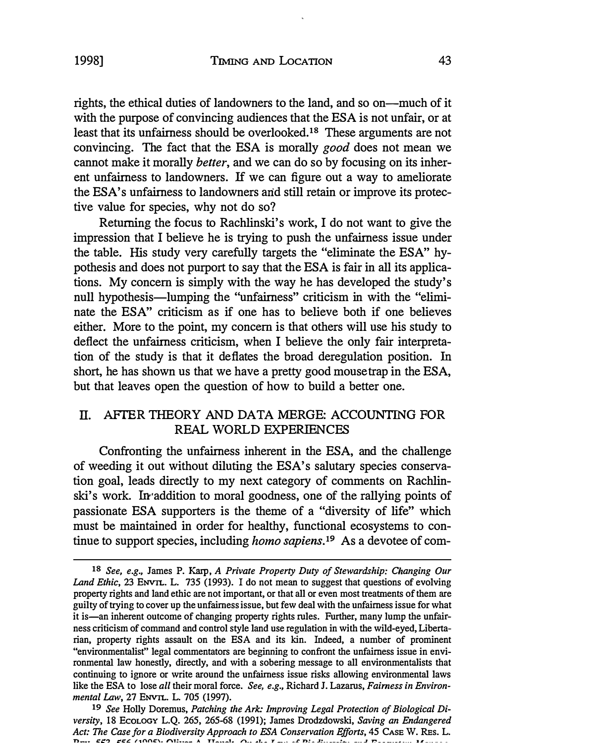rights, the ethical duties of landowners to the land, and so on—much of it with the purpose of convincing audiences that the ESA is not unfair, or at least that its unfairness should be overlooked.[18] These arguments are not convincing. The fact that the ESA is morally *good* does not mean we cannot make it morally *better*, and we can do so by focusing on its inherent unfairness to landowners. If we can figure out a way to ameliorate the ESA's unfairness to landowners and still retain or improve its protective value for species, why not do so?

Returning the focus to Rachlinski's work, I do not want to give the impression that I believe he is trying to push the unfairness issue under the table. His study very carefully targets the "eliminate the ESA" hypothesis and does not purport to say that the ESA is fair in all its applications. My concern is simply with the way he has developed the study's null hypothesis—lumping the "unfairness" criticism in with the "eliminate the ESA" criticism as if one has to believe both if one believes either. More to the point, my concern is that others will use his study to deflect the unfairness criticism, when I believe the only fair interpretation of the study is that it deflates the broad deregulation position. In short, he has shown us that we have a pretty good mousetrap in the ESA, but that leaves open the question of how to build a better one.

## II. AFTER THEORY AND DATA MERGE: ACCOUNTING FOR REAL WORLD EXPERIENCES

Confronting the unfairness inherent in the ESA, and the challenge of weeding it out without diluting the ESA's salutary species conservation goal, leads directly to my next category of comments on Rachlinski's work. In addition to moral goodness, one of the rallying points of passionate ESA supporters is the theme of a "diversity of life" which must be maintained in order for healthy, functional ecosystems to continue to support species, including *homo sapiens*.[19] As a devotee of com-

---

[18] *See, e.g.*, James P. Karp, *A Private Property Duty of Stewardship: Changing Our Land Ethic*, 23 ENVTL. L. 735 (1993). I do not mean to suggest that questions of evolving property rights and land ethic are not important, or that all or even most treatments of them are guilty of trying to cover up the unfairness issue, but few deal with the unfairness issue for what it is—an inherent outcome of changing property rights rules. Further, many lump the unfairness criticism of command and control style land use regulation in with the wild-eyed, Libertarian, property rights assault on the ESA and its kin. Indeed, a number of prominent "environmentalist" legal commentators are beginning to confront the unfairness issue in environmental law honestly, directly, and with a sobering message to all environmentalists that continuing to ignore or write around the unfairness issue risks allowing environmental laws like the ESA to lose *all* their moral force. *See, e.g.*, Richard J. Lazarus, *Fairness in Environmental Law*, 27 ENVTL. L. 705 (1997).

[19] *See* Holly Doremus, *Patching the Ark: Improving Legal Protection of Biological Diversity*, 18 ECOLOGY L.Q. 265, 265-68 (1991); James Drodzdowski, *Saving an Endangered Act: The Case for a Biodiversity Approach to ESA Conservation Efforts*, 45 CASE W. RES. L. REV. 553, 556 (1995); Oliver A. Houck, *On the Law of Biodiversity and Ecosystem Manage-*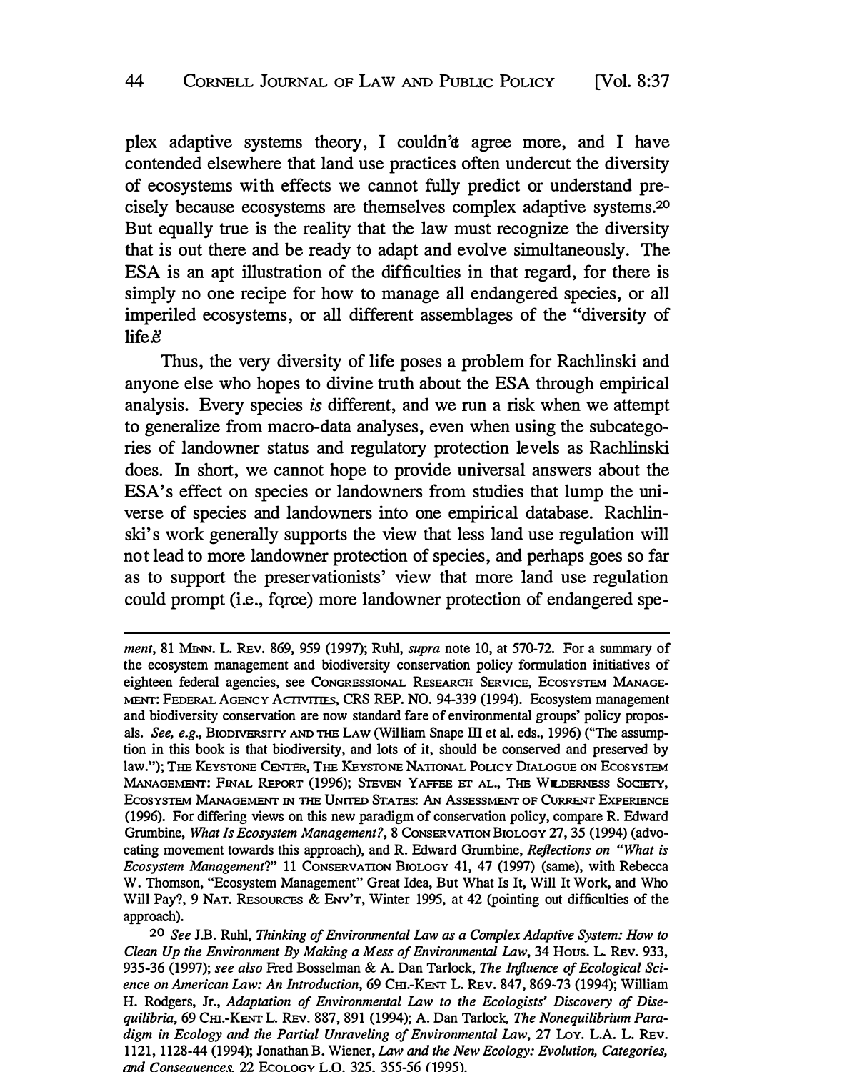plex adaptive systems theory, I couldn't agree more, and I have contended elsewhere that land use practices often undercut the diversity of ecosystems with effects we cannot fully predict or understand precisely because ecosystems are themselves complex adaptive systems.[20] But equally true is the reality that the law must recognize the diversity that is out there and be ready to adapt and evolve simultaneously. The ESA is an apt illustration of the difficulties in that regard, for there is simply no one recipe for how to manage all endangered species, or all imperiled ecosystems, or all different assemblages of the "diversity of life."

Thus, the very diversity of life poses a problem for Rachlinski and anyone else who hopes to divine truth about the ESA through empirical analysis. Every species *is* different, and we run a risk when we attempt to generalize from macro-data analyses, even when using the subcategories of landowner status and regulatory protection levels as Rachlinski does. In short, we cannot hope to provide universal answers about the ESA's effect on species or landowners from studies that lump the universe of species and landowners into one empirical database. Rachlinski's work generally supports the view that less land use regulation will not lead to more landowner protection of species, and perhaps goes so far as to support the preservationists' view that more land use regulation could prompt (i.e., force) more landowner protection of endangered spe-

---

*ment*, 81 MINN. L. REV. 869, 959 (1997); Ruhl, *supra* note 10, at 570-72. For a summary of the ecosystem management and biodiversity conservation policy formulation initiatives of eighteen federal agencies, see CONGRESSIONAL RESEARCH SERVICE, ECOSYSTEM MANAGEMENT: FEDERAL AGENCY ACTIVITIES, CRS REP. NO. 94-339 (1994). Ecosystem management and biodiversity conservation are now standard fare of environmental groups' policy proposals. *See, e.g.*, BIODIVERSITY AND THE LAW (William Snape III et al. eds., 1996) ("The assumption in this book is that biodiversity, and lots of it, should be conserved and preserved by law."); THE KEYSTONE CENTER, THE KEYSTONE NATIONAL POLICY DIALOGUE ON ECOSYSTEM MANAGEMENT: FINAL REPORT (1996); STEVEN YAFFEE ET AL., THE WILDERNESS SOCIETY, ECOSYSTEM MANAGEMENT IN THE UNITED STATES: AN ASSESSMENT OF CURRENT EXPERIENCE (1996). For differing views on this new paradigm of conservation policy, compare R. Edward Grumbine, *What Is Ecosystem Management?*, 8 CONSERVATION BIOLOGY 27, 35 (1994) (advocating movement towards this approach), and R. Edward Grumbine, *Reflections on "What is Ecosystem Management?"* 11 CONSERVATION BIOLOGY 41, 47 (1997) (same), with Rebecca W. Thomson, "Ecosystem Management" Great Idea, But What Is It, Will It Work, and Who Will Pay?, 9 NAT. RESOURCES & ENV'T, Winter 1995, at 42 (pointing out difficulties of the approach).

[20] *See* J.B. Ruhl, *Thinking of Environmental Law as a Complex Adaptive System: How to Clean Up the Environment By Making a Mess of Environmental Law*, 34 HOUS. L. REV. 933, 935-36 (1997); *see also* Fred Bosselman & A. Dan Tarlock, *The Influence of Ecological Science on American Law: An Introduction*, 69 CHI.-KENT L. REV. 847, 869-73 (1994); William H. Rodgers, Jr., *Adaptation of Environmental Law to the Ecologists' Discovery of Disequilibria*, 69 CHI.-KENT L. REV. 887, 891 (1994); A. Dan Tarlock, *The Nonequilibrium Paradigm in Ecology and the Partial Unraveling of Environmental Law*, 27 LOY. L.A. L. REV. 1121, 1128-44 (1994); Jonathan B. Wiener, *Law and the New Ecology: Evolution, Categories, and Consequences*, 22 ECOLOGY L.Q. 325, 355-56 (1995).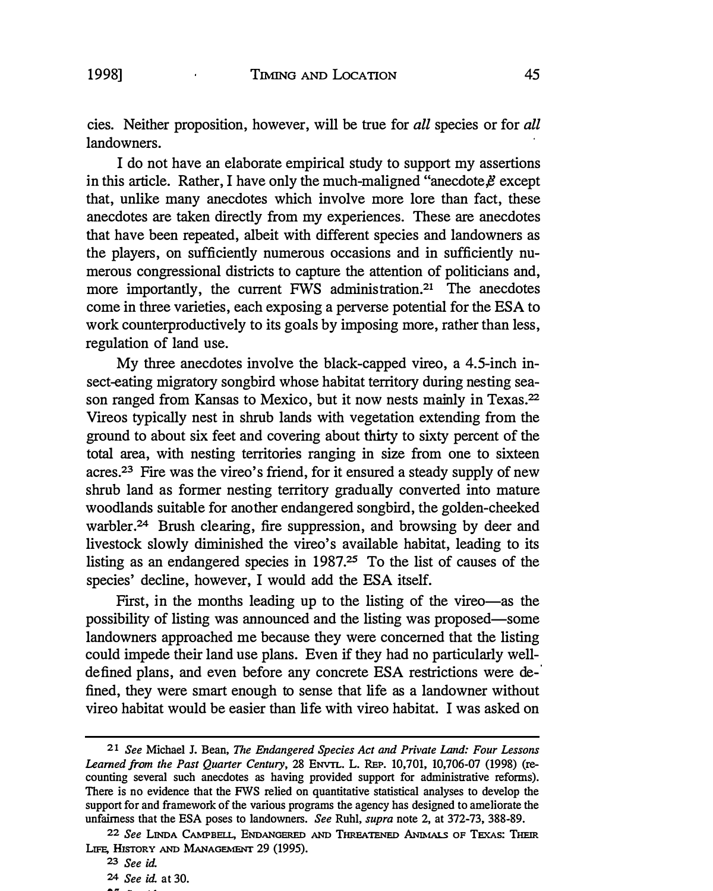cies. Neither proposition, however, will be true for *all* species or for *all* landowners.

I do not have an elaborate empirical study to support my assertions in this article. Rather, I have only the much-maligned "anecdote," except that, unlike many anecdotes which involve more lore than fact, these anecdotes are taken directly from my experiences. These are anecdotes that have been repeated, albeit with different species and landowners as the players, on sufficiently numerous occasions and in sufficiently numerous congressional districts to capture the attention of politicians and, more importantly, the current FWS administration.[21] The anecdotes come in three varieties, each exposing a perverse potential for the ESA to work counterproductively to its goals by imposing more, rather than less, regulation of land use.

My three anecdotes involve the black-capped vireo, a 4.5-inch insect-eating migratory songbird whose habitat territory during nesting season ranged from Kansas to Mexico, but it now nests mainly in Texas.[22] Vireos typically nest in shrub lands with vegetation extending from the ground to about six feet and covering about thirty to sixty percent of the total area, with nesting territories ranging in size from one to sixteen acres.[23] Fire was the vireo's friend, for it ensured a steady supply of new shrub land as former nesting territory gradually converted into mature woodlands suitable for another endangered songbird, the golden-cheeked warbler.[24] Brush clearing, fire suppression, and browsing by deer and livestock slowly diminished the vireo's available habitat, leading to its listing as an endangered species in 1987.[25] To the list of causes of the species' decline, however, I would add the ESA itself.

First, in the months leading up to the listing of the vireo—as the possibility of listing was announced and the listing was proposed—some landowners approached me because they were concerned that the listing could impede their land use plans. Even if they had no particularly well-defined plans, and even before any concrete ESA restrictions were defined, they were smart enough to sense that life as a landowner without vireo habitat would be easier than life with vireo habitat. I was asked on

---

[21] *See* Michael J. Bean, *The Endangered Species Act and Private Land: Four Lessons Learned from the Past Quarter Century*, 28 ENVTL. L. REP. 10,701, 10,706-07 (1998) (recounting several such anecdotes as having provided support for administrative reforms). There is no evidence that the FWS relied on quantitative statistical analyses to develop the support for and framework of the various programs the agency has designed to ameliorate the unfairness that the ESA poses to landowners. *See* Ruhl, *supra* note 2, at 372-73, 388-89.

[22] *See* LINDA CAMPBELL, ENDANGERED AND THREATENED ANIMALS OF TEXAS: THEIR LIFE, HISTORY AND MANAGEMENT 29 (1995).

[23] *See id.*

[24] *See id.* at 30.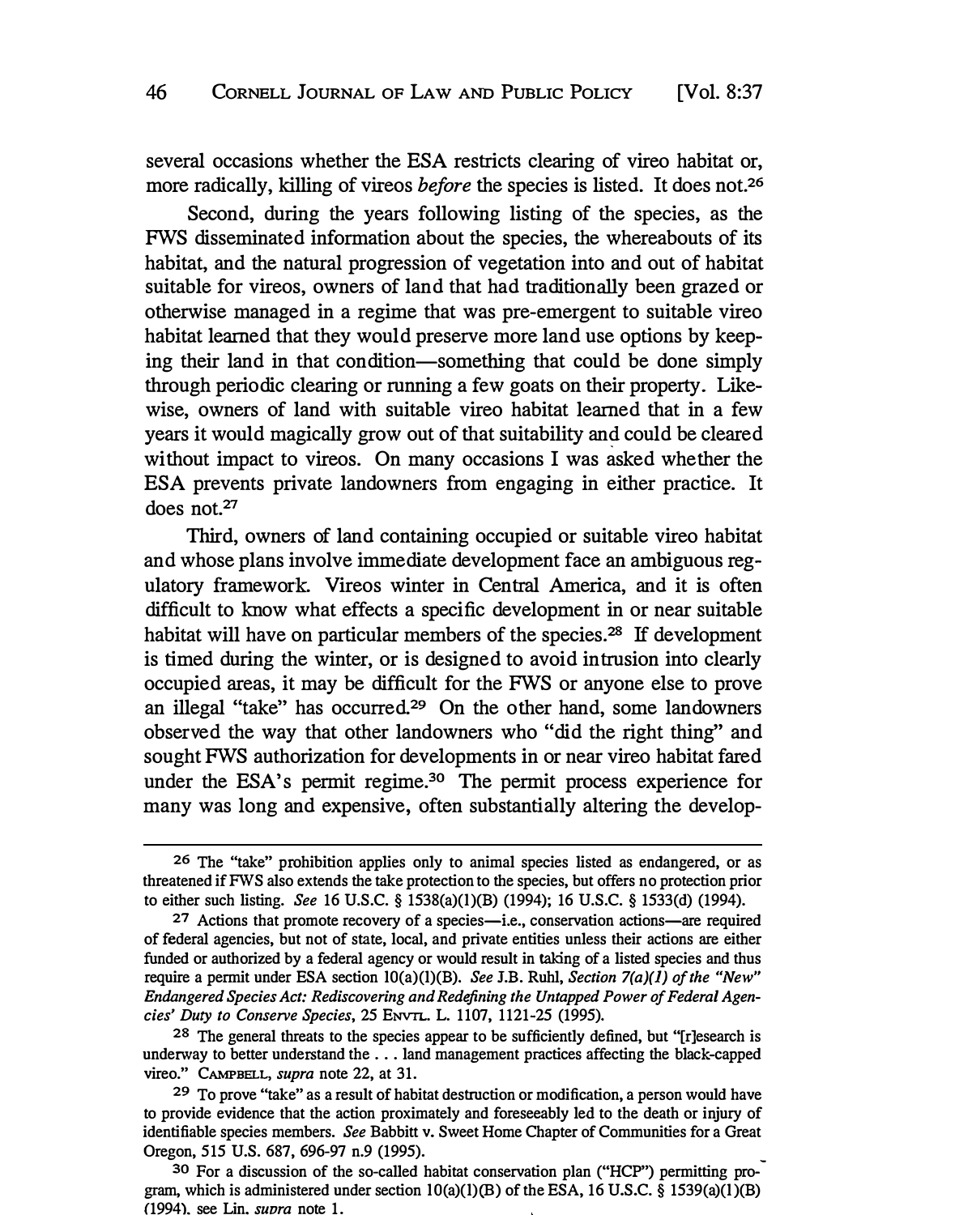several occasions whether the ESA restricts clearing of vireo habitat or, more radically, killing of vireos *before* the species is listed. It does not.[26]

Second, during the years following listing of the species, as the FWS disseminated information about the species, the whereabouts of its habitat, and the natural progression of vegetation into and out of habitat suitable for vireos, owners of land that had traditionally been grazed or otherwise managed in a regime that was pre-emergent to suitable vireo habitat learned that they would preserve more land use options by keeping their land in that condition—something that could be done simply through periodic clearing or running a few goats on their property. Likewise, owners of land with suitable vireo habitat learned that in a few years it would magically grow out of that suitability and could be cleared without impact to vireos. On many occasions I was asked whether the ESA prevents private landowners from engaging in either practice. It does not.[27]

Third, owners of land containing occupied or suitable vireo habitat and whose plans involve immediate development face an ambiguous regulatory framework. Vireos winter in Central America, and it is often difficult to know what effects a specific development in or near suitable habitat will have on particular members of the species.[28] If development is timed during the winter, or is designed to avoid intrusion into clearly occupied areas, it may be difficult for the FWS or anyone else to prove an illegal "take" has occurred.[29] On the other hand, some landowners observed the way that other landowners who "did the right thing" and sought FWS authorization for developments in or near vireo habitat fared under the ESA's permit regime.[30] The permit process experience for many was long and expensive, often substantially altering the develop-

---

[26] The "take" prohibition applies only to animal species listed as endangered, or as threatened if FWS also extends the take protection to the species, but offers no protection prior to either such listing. *See* 16 U.S.C. § 1538(a)(1)(B) (1994); 16 U.S.C. § 1533(d) (1994).

[27] Actions that promote recovery of a species—i.e., conservation actions—are required of federal agencies, but not of state, local, and private entities unless their actions are either funded or authorized by a federal agency or would result in taking of a listed species and thus require a permit under ESA section 10(a)(1)(B). *See* J.B. Ruhl, *Section 7(a)(1) of the "New" Endangered Species Act: Rediscovering and Redefining the Untapped Power of Federal Agencies' Duty to Conserve Species*, 25 ENVTL. L. 1107, 1121-25 (1995).

[28] The general threats to the species appear to be sufficiently defined, but "[r]esearch is underway to better understand the . . . land management practices affecting the black-capped vireo." CAMPBELL, *supra* note 22, at 31.

[29] To prove "take" as a result of habitat destruction or modification, a person would have to provide evidence that the action proximately and foreseeably led to the death or injury of identifiable species members. *See* Babbitt v. Sweet Home Chapter of Communities for a Great Oregon, 515 U.S. 687, 696-97 n.9 (1995).

[30] For a discussion of the so-called habitat conservation plan ("HCP") permitting program, which is administered under section 10(a)(1)(B) of the ESA, 16 U.S.C. § 1539(a)(1)(B) (1994), see Lin, *supra* note 1.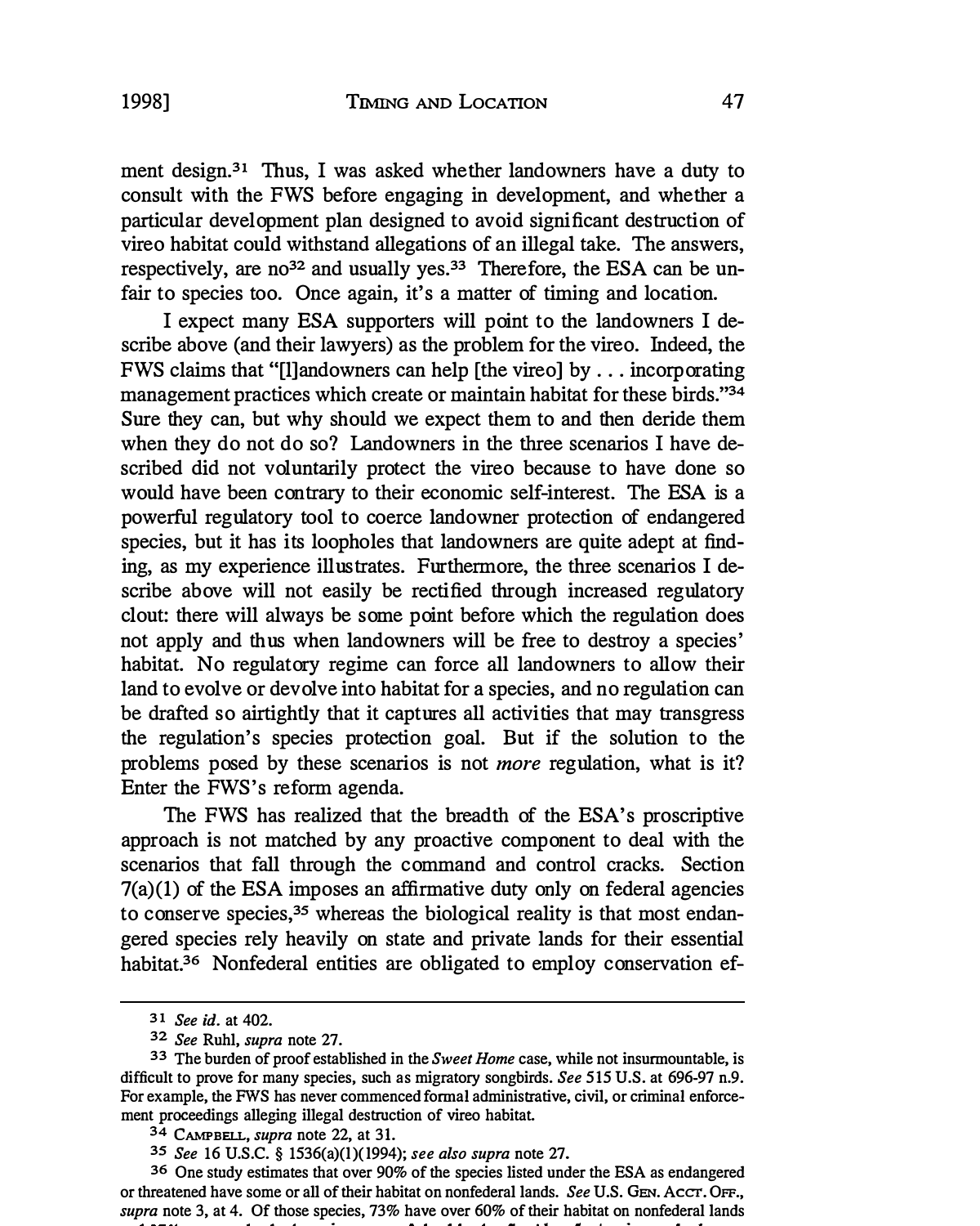ment design.[31] Thus, I was asked whether landowners have a duty to consult with the FWS before engaging in development, and whether a particular development plan designed to avoid significant destruction of vireo habitat could withstand allegations of an illegal take. The answers, respectively, are no[32] and usually yes.[33] Therefore, the ESA can be unfair to species too. Once again, it's a matter of timing and location.

I expect many ESA supporters will point to the landowners I describe above (and their lawyers) as the problem for the vireo. Indeed, the FWS claims that "[l]andowners can help [the vireo] by . . . incorporating management practices which create or maintain habitat for these birds."[34] Sure they can, but why should we expect them to and then deride them when they do not do so? Landowners in the three scenarios I have described did not voluntarily protect the vireo because to have done so would have been contrary to their economic self-interest. The ESA is a powerful regulatory tool to coerce landowner protection of endangered species, but it has its loopholes that landowners are quite adept at finding, as my experience illustrates. Furthermore, the three scenarios I describe above will not easily be rectified through increased regulatory clout: there will always be some point before which the regulation does not apply and thus when landowners will be free to destroy a species' habitat. No regulatory regime can force all landowners to allow their land to evolve or devolve into habitat for a species, and no regulation can be drafted so airtightly that it captures all activities that may transgress the regulation's species protection goal. But if the solution to the problems posed by these scenarios is not *more* regulation, what is it? Enter the FWS's reform agenda.

The FWS has realized that the breadth of the ESA's proscriptive approach is not matched by any proactive component to deal with the scenarios that fall through the command and control cracks. Section 7(a)(1) of the ESA imposes an affirmative duty only on federal agencies to conserve species,[35] whereas the biological reality is that most endangered species rely heavily on state and private lands for their essential habitat.[36] Nonfederal entities are obligated to employ conservation ef-

---

[31] *See id.* at 402.

[32] *See* Ruhl, *supra* note 27.

[33] The burden of proof established in the *Sweet Home* case, while not insurmountable, is difficult to prove for many species, such as migratory songbirds. *See* 515 U.S. at 696-97 n.9. For example, the FWS has never commenced formal administrative, civil, or criminal enforcement proceedings alleging illegal destruction of vireo habitat.

[34] CAMPBELL, *supra* note 22, at 31.

[35] *See* 16 U.S.C. § 1536(a)(1)(1994); *see also supra* note 27.

[36] One study estimates that over 90% of the species listed under the ESA as endangered or threatened have some or all of their habitat on nonfederal lands. *See* U.S. GEN. ACCT. OFF., *supra* note 3, at 4. Of those species, 73% have over 60% of their habitat on nonfederal lands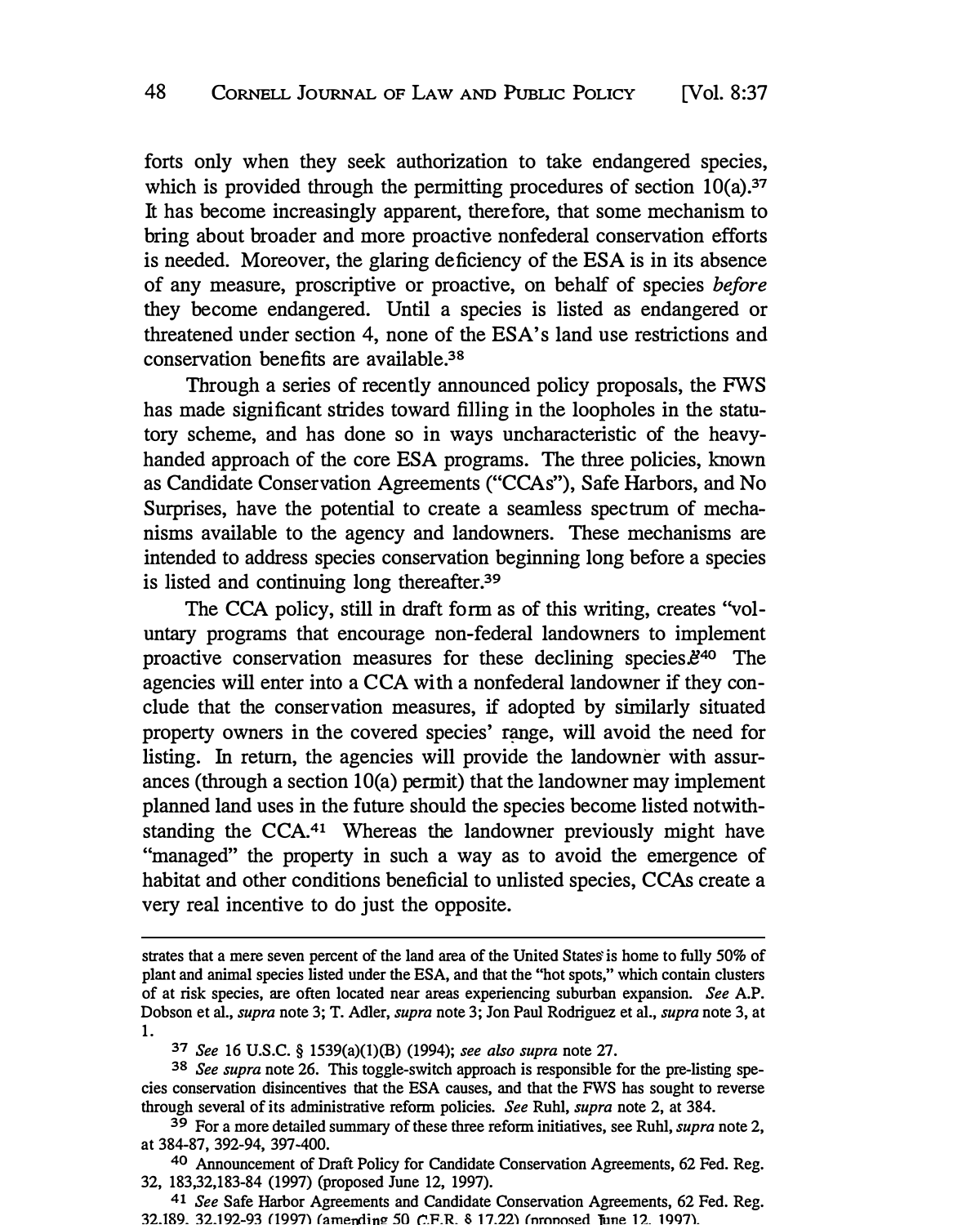forts only when they seek authorization to take endangered species, which is provided through the permitting procedures of section 10(a).[37] It has become increasingly apparent, therefore, that some mechanism to bring about broader and more proactive nonfederal conservation efforts is needed. Moreover, the glaring deficiency of the ESA is in its absence of any measure, proscriptive or proactive, on behalf of species *before* they become endangered. Until a species is listed as endangered or threatened under section 4, none of the ESA's land use restrictions and conservation benefits are available.[38]

Through a series of recently announced policy proposals, the FWS has made significant strides toward filling in the loopholes in the statutory scheme, and has done so in ways uncharacteristic of the heavy-handed approach of the core ESA programs. The three policies, known as Candidate Conservation Agreements ("CCAs"), Safe Harbors, and No Surprises, have the potential to create a seamless spectrum of mechanisms available to the agency and landowners. These mechanisms are intended to address species conservation beginning long before a species is listed and continuing long thereafter.[39]

The CCA policy, still in draft form as of this writing, creates "voluntary programs that encourage non-federal landowners to implement proactive conservation measures for these declining species."[40] The agencies will enter into a CCA with a nonfederal landowner if they conclude that the conservation measures, if adopted by similarly situated property owners in the covered species' range, will avoid the need for listing. In return, the agencies will provide the landowner with assurances (through a section 10(a) permit) that the landowner may implement planned land uses in the future should the species become listed notwithstanding the CCA.[41] Whereas the landowner previously might have "managed" the property in such a way as to avoid the emergence of habitat and other conditions beneficial to unlisted species, CCAs create a very real incentive to do just the opposite.

---

strates that a mere seven percent of the land area of the United States is home to fully 50% of plant and animal species listed under the ESA, and that the "hot spots," which contain clusters of at risk species, are often located near areas experiencing suburban expansion. *See* A.P. Dobson et al., *supra* note 3; T. Adler, *supra* note 3; Jon Paul Rodriguez et al., *supra* note 3, at 1.

[37] *See* 16 U.S.C. § 1539(a)(1)(B) (1994); *see also supra* note 27.

[38] *See supra* note 26. This toggle-switch approach is responsible for the pre-listing species conservation disincentives that the ESA causes, and that the FWS has sought to reverse through several of its administrative reform policies. *See* Ruhl, *supra* note 2, at 384.

[39] For a more detailed summary of these three reform initiatives, see Ruhl, *supra* note 2, at 384-87, 392-94, 397-400.

[40] Announcement of Draft Policy for Candidate Conservation Agreements, 62 Fed. Reg. 32, 183,32,183-84 (1997) (proposed June 12, 1997).

[41] *See* Safe Harbor Agreements and Candidate Conservation Agreements, 62 Fed. Reg. 32,189, 32,192-93 (1997) (amending 50 C.F.R. § 17.22) (proposed June 12, 1997).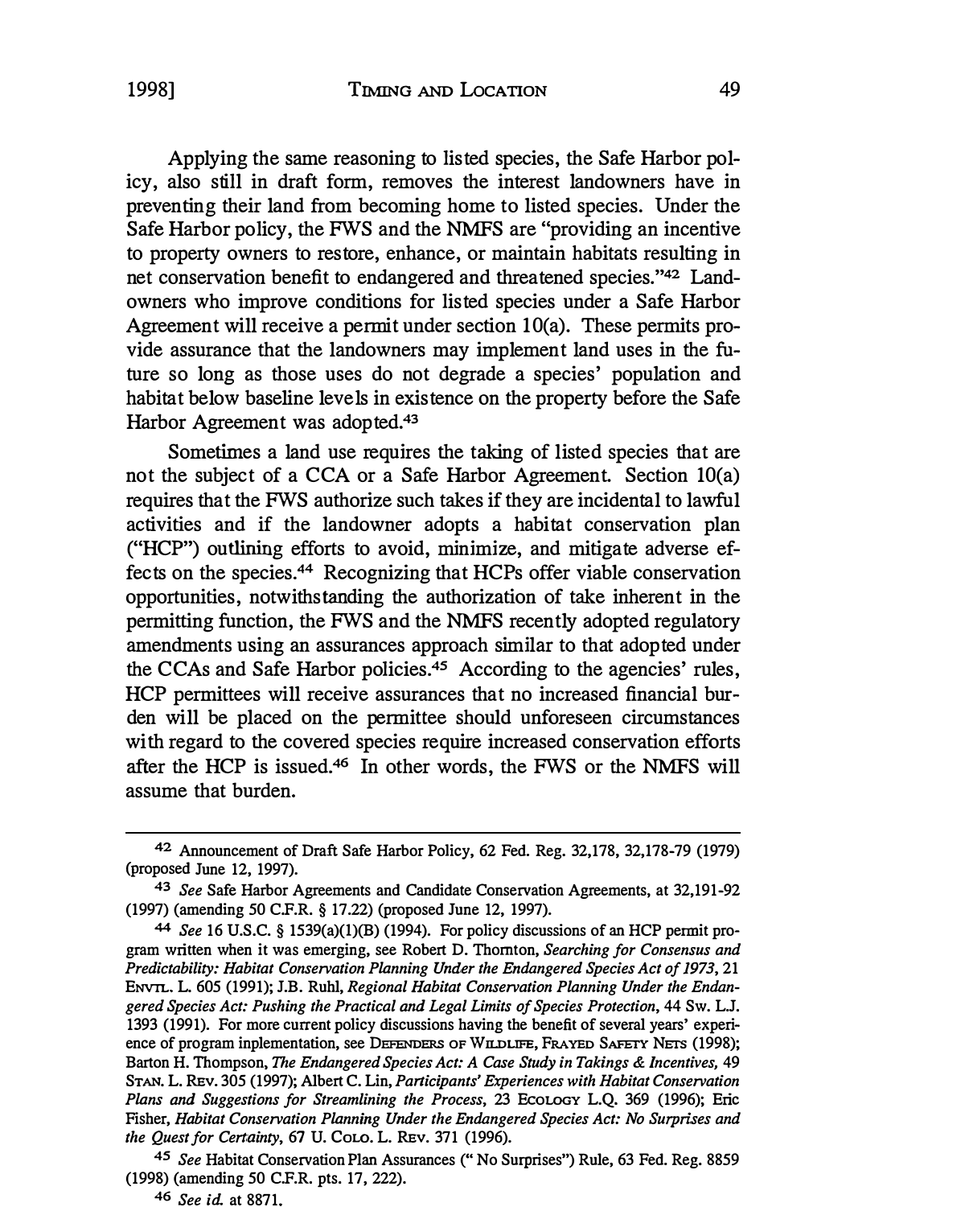Applying the same reasoning to listed species, the Safe Harbor policy, also still in draft form, removes the interest landowners have in preventing their land from becoming home to listed species. Under the Safe Harbor policy, the FWS and the NMFS are "providing an incentive to property owners to restore, enhance, or maintain habitats resulting in net conservation benefit to endangered and threatened species."[42] Landowners who improve conditions for listed species under a Safe Harbor Agreement will receive a permit under section 10(a). These permits provide assurance that the landowners may implement land uses in the future so long as those uses do not degrade a species' population and habitat below baseline levels in existence on the property before the Safe Harbor Agreement was adopted.[43]

Sometimes a land use requires the taking of listed species that are not the subject of a CCA or a Safe Harbor Agreement. Section 10(a) requires that the FWS authorize such takes if they are incidental to lawful activities and if the landowner adopts a habitat conservation plan ("HCP") outlining efforts to avoid, minimize, and mitigate adverse effects on the species.[44] Recognizing that HCPs offer viable conservation opportunities, notwithstanding the authorization of take inherent in the permitting function, the FWS and the NMFS recently adopted regulatory amendments using an assurances approach similar to that adopted under the CCAs and Safe Harbor policies.[45] According to the agencies' rules, HCP permittees will receive assurances that no increased financial burden will be placed on the permittee should unforeseen circumstances with regard to the covered species require increased conservation efforts after the HCP is issued.[46] In other words, the FWS or the NMFS will assume that burden.

---

[42] Announcement of Draft Safe Harbor Policy, 62 Fed. Reg. 32,178, 32,178-79 (1979) (proposed June 12, 1997).

[43] *See* Safe Harbor Agreements and Candidate Conservation Agreements, at 32,191-92 (1997) (amending 50 C.F.R. § 17.22) (proposed June 12, 1997).

[44] *See* 16 U.S.C. § 1539(a)(1)(B) (1994). For policy discussions of an HCP permit program written when it was emerging, see Robert D. Thornton, *Searching for Consensus and Predictability: Habitat Conservation Planning Under the Endangered Species Act of 1973*, 21 ENVTL. L. 605 (1991); J.B. Ruhl, *Regional Habitat Conservation Planning Under the Endangered Species Act: Pushing the Practical and Legal Limits of Species Protection*, 44 SW. L.J. 1393 (1991). For more current policy discussions having the benefit of several years' experience of program inplementation, see DEFENDERS OF WILDLIFE, FRAYED SAFETY NETS (1998); Barton H. Thompson, *The Endangered Species Act: A Case Study in Takings & Incentives*, 49 STAN. L. REV. 305 (1997); Albert C. Lin, *Participants' Experiences with Habitat Conservation Plans and Suggestions for Streamlining the Process*, 23 ECOLOGY L.Q. 369 (1996); Eric Fisher, *Habitat Conservation Planning Under the Endangered Species Act: No Surprises and the Quest for Certainty*, 67 U. COLO. L. REV. 371 (1996).

[45] *See* Habitat Conservation Plan Assurances (" No Surprises") Rule, 63 Fed. Reg. 8859 (1998) (amending 50 C.F.R. pts. 17, 222).

[46] *See id.* at 8871.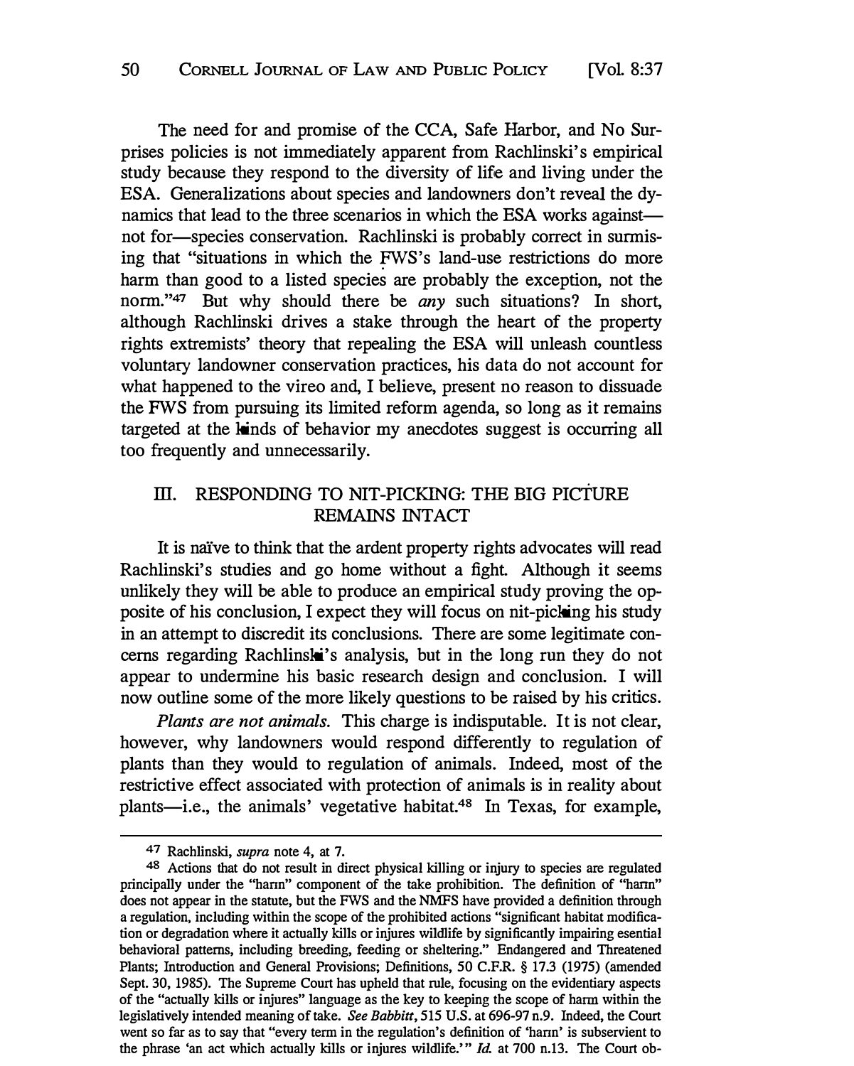The need for and promise of the CCA, Safe Harbor, and No Surprises policies is not immediately apparent from Rachlinski's empirical study because they respond to the diversity of life and living under the ESA. Generalizations about species and landowners don't reveal the dynamics that lead to the three scenarios in which the ESA works against—not for—species conservation. Rachlinski is probably correct in surmising that "situations in which the FWS's land-use restrictions do more harm than good to a listed species are probably the exception, not the norm."[47] But why should there be *any* such situations? In short, although Rachlinski drives a stake through the heart of the property rights extremists' theory that repealing the ESA will unleash countless voluntary landowner conservation practices, his data do not account for what happened to the vireo and, I believe, present no reason to dissuade the FWS from pursuing its limited reform agenda, so long as it remains targeted at the kinds of behavior my anecdotes suggest is occurring all too frequently and unnecessarily.

## III. RESPONDING TO NIT-PICKING: THE BIG PICTURE REMAINS INTACT

It is naïve to think that the ardent property rights advocates will read Rachlinski's studies and go home without a fight. Although it seems unlikely they will be able to produce an empirical study proving the opposite of his conclusion, I expect they will focus on nit-picking his study in an attempt to discredit its conclusions. There are some legitimate concerns regarding Rachlinski's analysis, but in the long run they do not appear to undermine his basic research design and conclusion. I will now outline some of the more likely questions to be raised by his critics.

*Plants are not animals.* This charge is indisputable. It is not clear, however, why landowners would respond differently to regulation of plants than they would to regulation of animals. Indeed, most of the restrictive effect associated with protection of animals is in reality about plants—i.e., the animals' vegetative habitat.[48] In Texas, for example,

---

[47] Rachlinski, *supra* note 4, at 7.

[48] Actions that do not result in direct physical killing or injury to species are regulated principally under the "harm" component of the take prohibition. The definition of "harm" does not appear in the statute, but the FWS and the NMFS have provided a definition through a regulation, including within the scope of the prohibited actions "significant habitat modification or degradation where it actually kills or injures wildlife by significantly impairing esential behavioral patterns, including breeding, feeding or sheltering." Endangered and Threatened Plants; Introduction and General Provisions; Definitions, 50 C.F.R. § 17.3 (1975) (amended Sept. 30, 1985). The Supreme Court has upheld that rule, focusing on the evidentiary aspects of the "actually kills or injures" language as the key to keeping the scope of harm within the legislatively intended meaning of take. *See Babbitt*, 515 U.S. at 696-97 n.9. Indeed, the Court went so far as to say that "every term in the regulation's definition of 'harm' is subservient to the phrase 'an act which actually kills or injures wildlife.'" *Id.* at 700 n.13. The Court ob-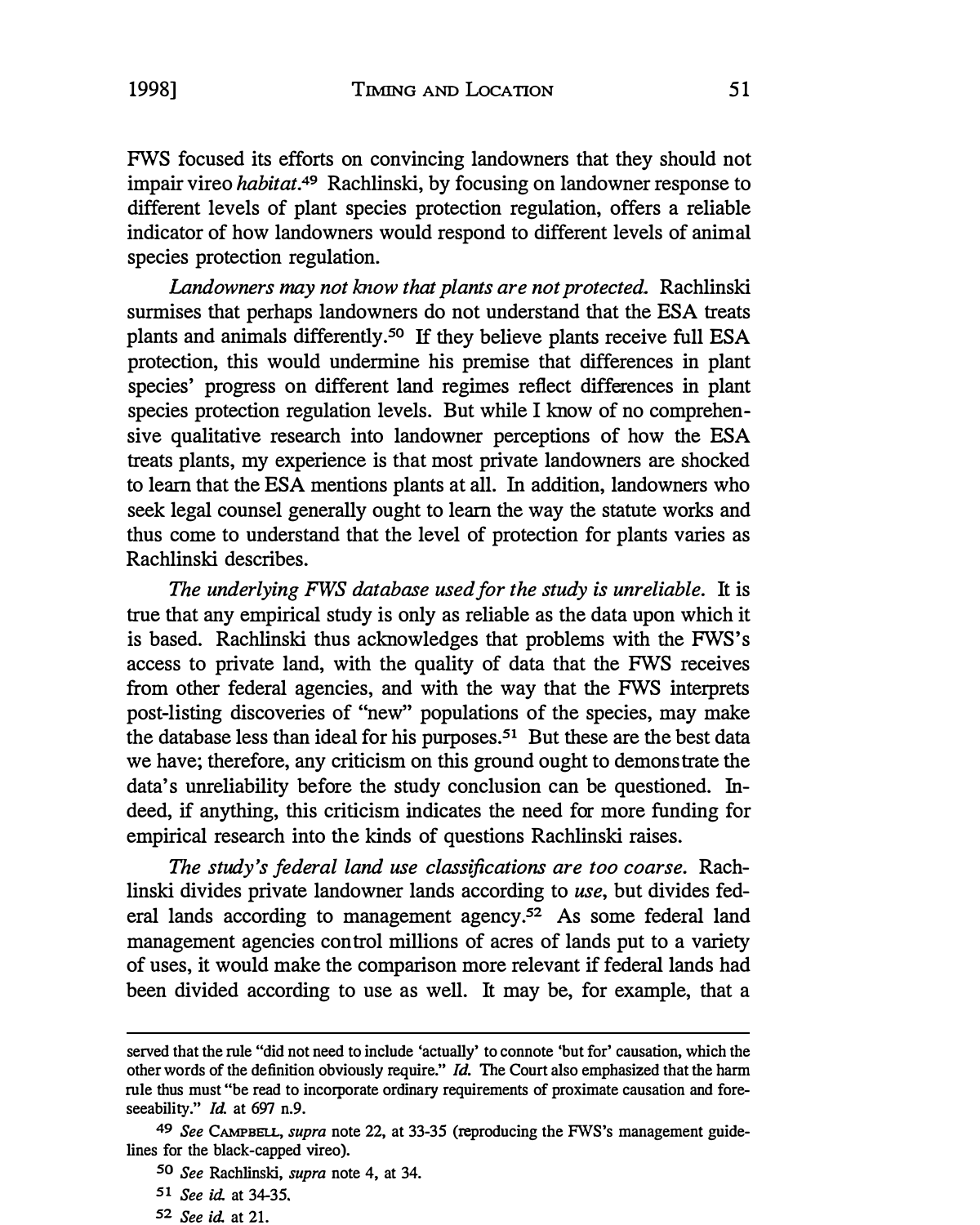FWS focused its efforts on convincing landowners that they should not impair vireo *habitat*.[49] Rachlinski, by focusing on landowner response to different levels of plant species protection regulation, offers a reliable indicator of how landowners would respond to different levels of animal species protection regulation.

*Landowners may not know that plants are not protected.* Rachlinski surmises that perhaps landowners do not understand that the ESA treats plants and animals differently.[50] If they believe plants receive full ESA protection, this would undermine his premise that differences in plant species' progress on different land regimes reflect differences in plant species protection regulation levels. But while I know of no comprehensive qualitative research into landowner perceptions of how the ESA treats plants, my experience is that most private landowners are shocked to learn that the ESA mentions plants at all. In addition, landowners who seek legal counsel generally ought to learn the way the statute works and thus come to understand that the level of protection for plants varies as Rachlinski describes.

*The underlying FWS database used for the study is unreliable.* It is true that any empirical study is only as reliable as the data upon which it is based. Rachlinski thus acknowledges that problems with the FWS's access to private land, with the quality of data that the FWS receives from other federal agencies, and with the way that the FWS interprets post-listing discoveries of "new" populations of the species, may make the database less than ideal for his purposes.[51] But these are the best data we have; therefore, any criticism on this ground ought to demonstrate the data's unreliability before the study conclusion can be questioned. Indeed, if anything, this criticism indicates the need for more funding for empirical research into the kinds of questions Rachlinski raises.

*The study's federal land use classifications are too coarse.* Rachlinski divides private landowner lands according to *use*, but divides federal lands according to management agency.[52] As some federal land management agencies control millions of acres of lands put to a variety of uses, it would make the comparison more relevant if federal lands had been divided according to use as well. It may be, for example, that a

---

served that the rule "did not need to include 'actually' to connote 'but for' causation, which the other words of the definition obviously require." *Id.* The Court also emphasized that the harm rule thus must "be read to incorporate ordinary requirements of proximate causation and foreseeability." *Id.* at 697 n.9.

[49] *See* Campbell, *supra* note 22, at 33-35 (reproducing the FWS's management guidelines for the black-capped vireo).

[50] *See* Rachlinski, *supra* note 4, at 34.

[51] *See id.* at 34-35.

[52] *See id.* at 21.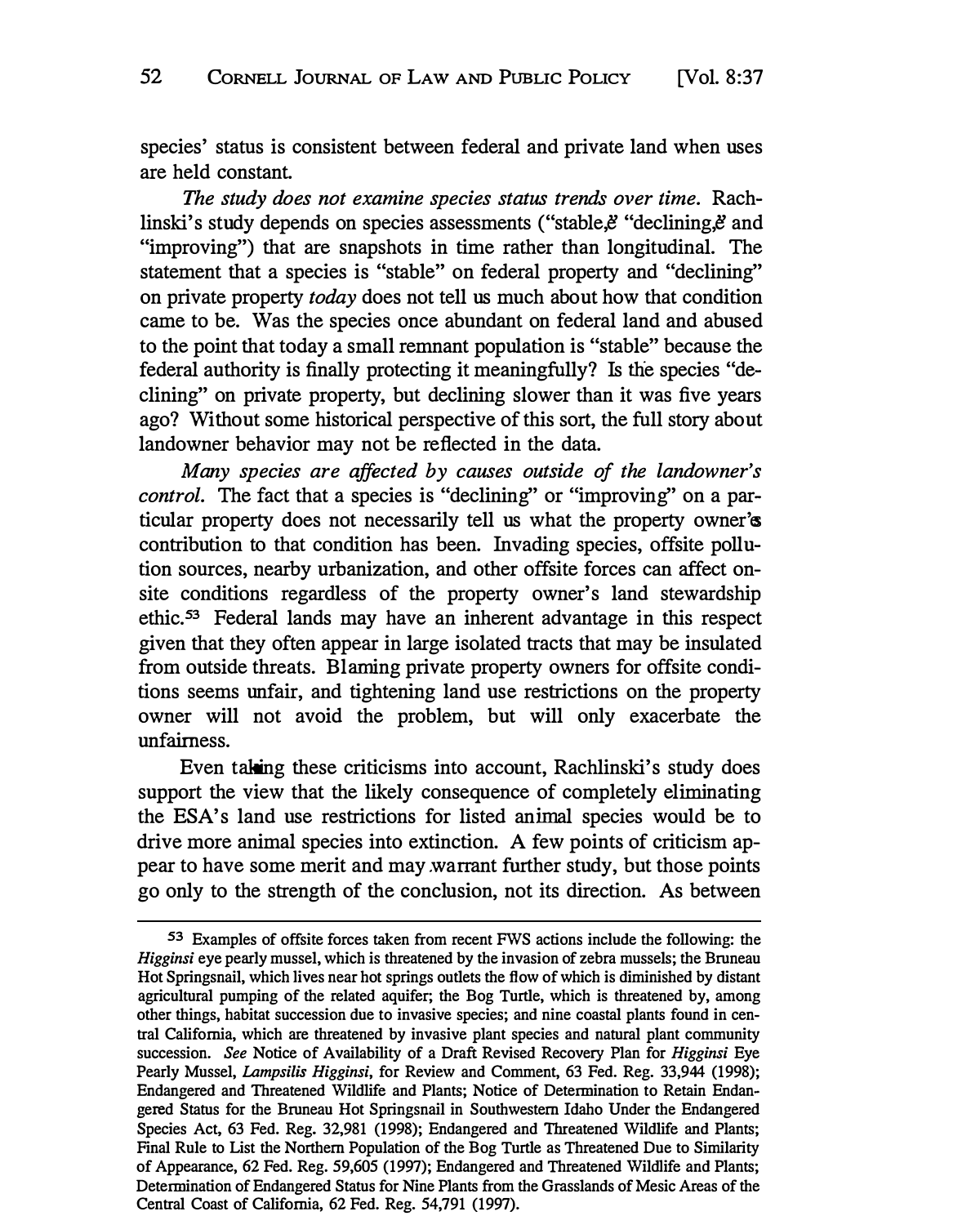species' status is consistent between federal and private land when uses are held constant.

*The study does not examine species status trends over time.* Rachlinski's study depends on species assessments ("stable," "declining," and "improving") that are snapshots in time rather than longitudinal. The statement that a species is "stable" on federal property and "declining" on private property *today* does not tell us much about how that condition came to be. Was the species once abundant on federal land and abused to the point that today a small remnant population is "stable" because the federal authority is finally protecting it meaningfully? Is the species "declining" on private property, but declining slower than it was five years ago? Without some historical perspective of this sort, the full story about landowner behavior may not be reflected in the data.

*Many species are affected by causes outside of the landowner's control.* The fact that a species is "declining" or "improving" on a particular property does not necessarily tell us what the property owner's contribution to that condition has been. Invading species, offsite pollution sources, nearby urbanization, and other offsite forces can affect onsite conditions regardless of the property owner's land stewardship ethic.[53] Federal lands may have an inherent advantage in this respect given that they often appear in large isolated tracts that may be insulated from outside threats. Blaming private property owners for offsite conditions seems unfair, and tightening land use restrictions on the property owner will not avoid the problem, but will only exacerbate the unfairness.

Even taking these criticisms into account, Rachlinski's study does support the view that the likely consequence of completely eliminating the ESA's land use restrictions for listed animal species would be to drive more animal species into extinction. A few points of criticism appear to have some merit and may warrant further study, but those points go only to the strength of the conclusion, not its direction. As between

---

[53] Examples of offsite forces taken from recent FWS actions include the following: the *Higginsi* eye pearly mussel, which is threatened by the invasion of zebra mussels; the Bruneau Hot Springsnail, which lives near hot springs outlets the flow of which is diminished by distant agricultural pumping of the related aquifer; the Bog Turtle, which is threatened by, among other things, habitat succession due to invasive species; and nine coastal plants found in central California, which are threatened by invasive plant species and natural plant community succession. *See* Notice of Availability of a Draft Revised Recovery Plan for *Higginsi* Eye Pearly Mussel, *Lampsilis Higginsi*, for Review and Comment, 63 Fed. Reg. 33,944 (1998); Endangered and Threatened Wildlife and Plants; Notice of Determination to Retain Endangered Status for the Bruneau Hot Springsnail in Southwestern Idaho Under the Endangered Species Act, 63 Fed. Reg. 32,981 (1998); Endangered and Threatened Wildlife and Plants; Final Rule to List the Northern Population of the Bog Turtle as Threatened Due to Similarity of Appearance, 62 Fed. Reg. 59,605 (1997); Endangered and Threatened Wildlife and Plants; Determination of Endangered Status for Nine Plants from the Grasslands of Mesic Areas of the Central Coast of California, 62 Fed. Reg. 54,791 (1997).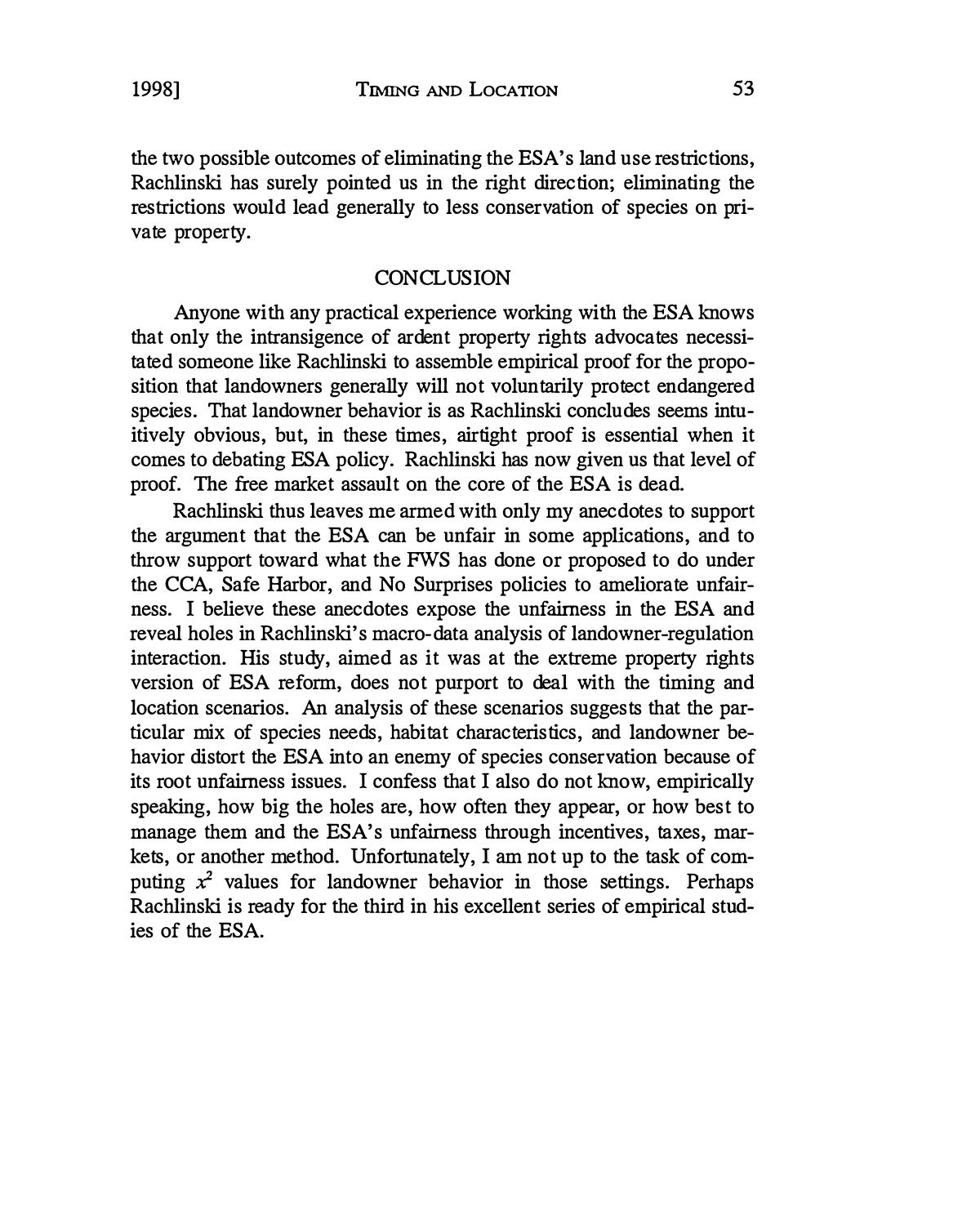the two possible outcomes of eliminating the ESA's land use restrictions, Rachlinski has surely pointed us in the right direction; eliminating the restrictions would lead generally to less conservation of species on private property.

## CONCLUSION

Anyone with any practical experience working with the ESA knows that only the intransigence of ardent property rights advocates necessitated someone like Rachlinski to assemble empirical proof for the proposition that landowners generally will not voluntarily protect endangered species. That landowner behavior is as Rachlinski concludes seems intuitively obvious, but, in these times, airtight proof is essential when it comes to debating ESA policy. Rachlinski has now given us that level of proof. The free market assault on the core of the ESA is dead.

Rachlinski thus leaves me armed with only my anecdotes to support the argument that the ESA can be unfair in some applications, and to throw support toward what the FWS has done or proposed to do under the CCA, Safe Harbor, and No Surprises policies to ameliorate unfairness. I believe these anecdotes expose the unfairness in the ESA and reveal holes in Rachlinski's macro-data analysis of landowner-regulation interaction. His study, aimed as it was at the extreme property rights version of ESA reform, does not purport to deal with the timing and location scenarios. An analysis of these scenarios suggests that the particular mix of species needs, habitat characteristics, and landowner behavior distort the ESA into an enemy of species conservation because of its root unfairness issues. I confess that I also do not know, empirically speaking, how big the holes are, how often they appear, or how best to manage them and the ESA's unfairness through incentives, taxes, markets, or another method. Unfortunately, I am not up to the task of computing $x^2$ values for landowner behavior in those settings. Perhaps Rachlinski is ready for the third in his excellent series of empirical studies of the ESA.